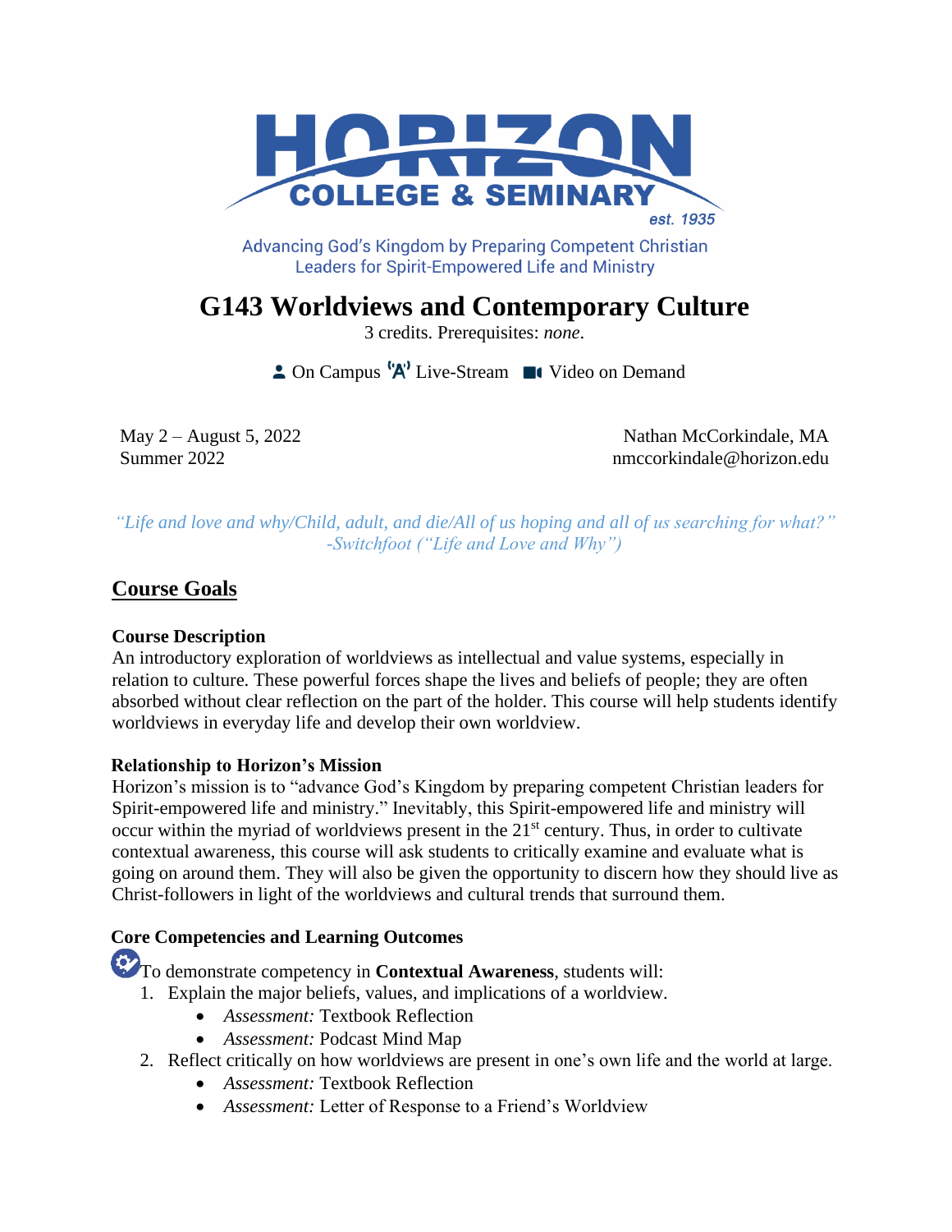HORIZON COLLEGE & SEMINARY est. 1935

Advancing God's Kingdom by Preparing Competent Christian Leaders for Spirit-Empowered Life and Ministry

# G143 Worldviews and Contemporary Culture

3 credits. Prerequisites: *none*.

On Campus 'A' Live-Stream Video on Demand

May 2 – August 5, 2022
Summer 2022

Nathan McCorkindale, MA
nmccorkindale@horizon.edu

*"Life and love and why/Child, adult, and die/All of us hoping and all of us searching for what?"*
*-Switchfoot ("Life and Love and Why")*

## Course Goals

### Course Description

An introductory exploration of worldviews as intellectual and value systems, especially in relation to culture. These powerful forces shape the lives and beliefs of people; they are often absorbed without clear reflection on the part of the holder. This course will help students identify worldviews in everyday life and develop their own worldview.

### Relationship to Horizon's Mission

Horizon's mission is to "advance God's Kingdom by preparing competent Christian leaders for Spirit-empowered life and ministry." Inevitably, this Spirit-empowered life and ministry will occur within the myriad of worldviews present in the 21st century. Thus, in order to cultivate contextual awareness, this course will ask students to critically examine and evaluate what is going on around them. They will also be given the opportunity to discern how they should live as Christ-followers in light of the worldviews and cultural trends that surround them.

### Core Competencies and Learning Outcomes

To demonstrate competency in **Contextual Awareness**, students will:

1. Explain the major beliefs, values, and implications of a worldview.
   - *Assessment:* Textbook Reflection
   - *Assessment:* Podcast Mind Map
2. Reflect critically on how worldviews are present in one's own life and the world at large.
   - *Assessment:* Textbook Reflection
   - *Assessment:* Letter of Response to a Friend's Worldview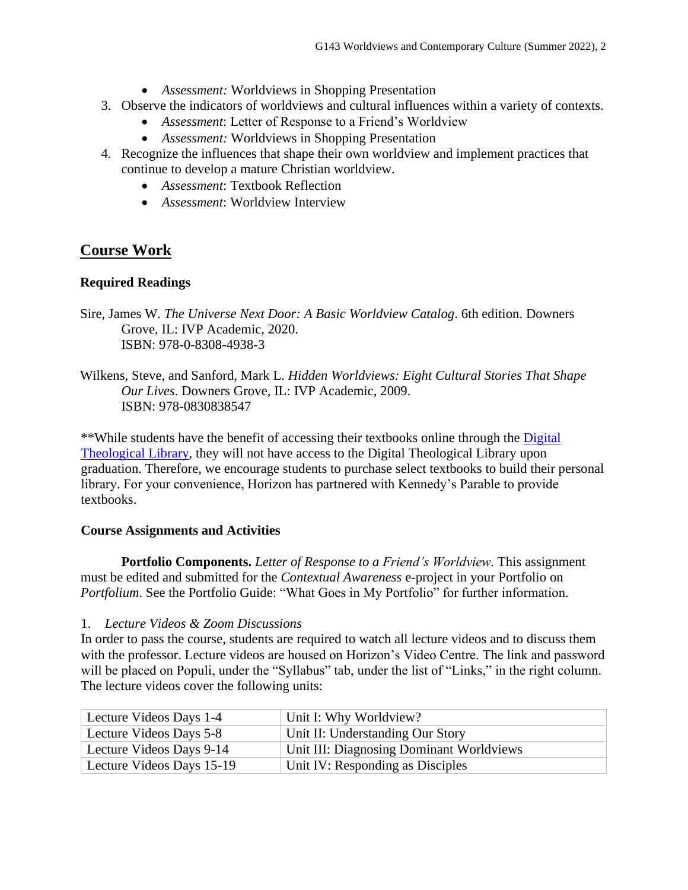- *Assessment:* Worldviews in Shopping Presentation

3. Observe the indicators of worldviews and cultural influences within a variety of contexts.
   - *Assessment*: Letter of Response to a Friend's Worldview
   - *Assessment:* Worldviews in Shopping Presentation
4. Recognize the influences that shape their own worldview and implement practices that continue to develop a mature Christian worldview.
   - *Assessment*: Textbook Reflection
   - *Assessment*: Worldview Interview

## Course Work

### Required Readings

Sire, James W. *The Universe Next Door: A Basic Worldview Catalog*. 6th edition. Downers Grove, IL: IVP Academic, 2020.
ISBN: 978-0-8308-4938-3

Wilkens, Steve, and Sanford, Mark L. *Hidden Worldviews: Eight Cultural Stories That Shape Our Lives*. Downers Grove, IL: IVP Academic, 2009.
ISBN: 978-0830838547

**While students have the benefit of accessing their textbooks online through the Digital Theological Library, they will not have access to the Digital Theological Library upon graduation. Therefore, we encourage students to purchase select textbooks to build their personal library. For your convenience, Horizon has partnered with Kennedy's Parable to provide textbooks.

### Course Assignments and Activities

**Portfolio Components.** *Letter of Response to a Friend's Worldview*. This assignment must be edited and submitted for the *Contextual Awareness* e-project in your Portfolio on *Portfolium*. See the Portfolio Guide: "What Goes in My Portfolio" for further information.

1. *Lecture Videos & Zoom Discussions*

In order to pass the course, students are required to watch all lecture videos and to discuss them with the professor. Lecture videos are housed on Horizon's Video Centre. The link and password will be placed on Populi, under the "Syllabus" tab, under the list of "Links," in the right column. The lecture videos cover the following units:

| Lecture Videos Days 1-4 | Unit I: Why Worldview? |
|---|---|
| Lecture Videos Days 5-8 | Unit II: Understanding Our Story |
| Lecture Videos Days 9-14 | Unit III: Diagnosing Dominant Worldviews |
| Lecture Videos Days 15-19 | Unit IV: Responding as Disciples |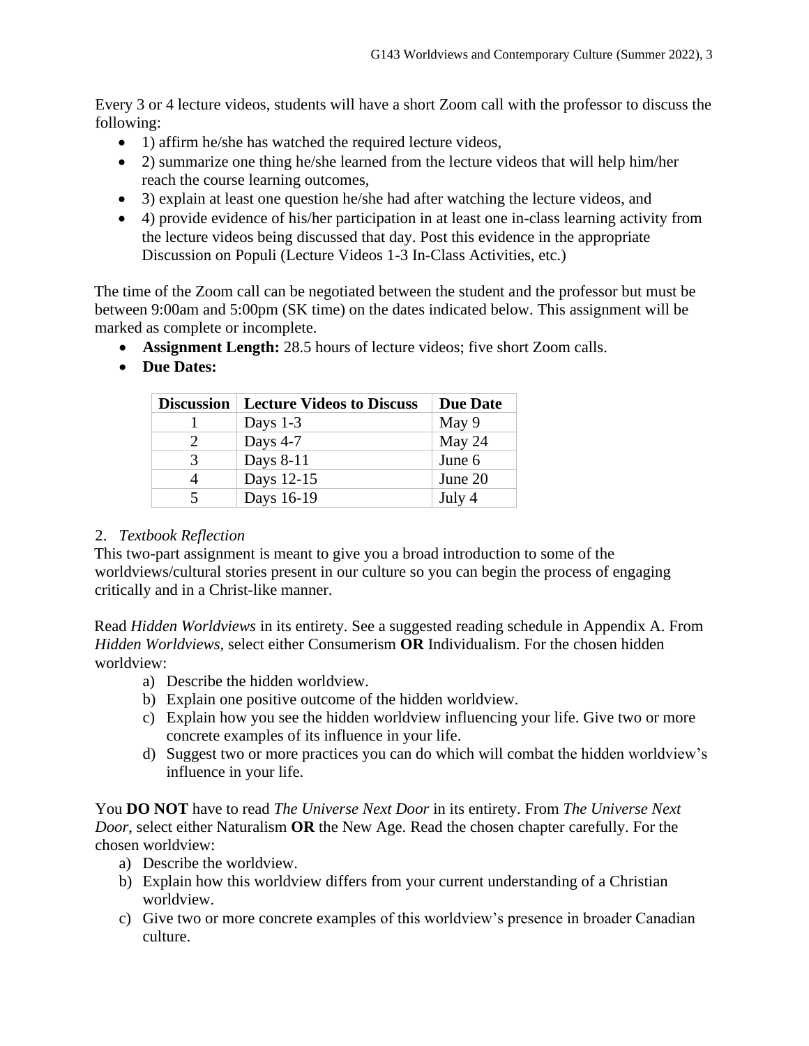Every 3 or 4 lecture videos, students will have a short Zoom call with the professor to discuss the following:

- 1) affirm he/she has watched the required lecture videos,
- 2) summarize one thing he/she learned from the lecture videos that will help him/her reach the course learning outcomes,
- 3) explain at least one question he/she had after watching the lecture videos, and
- 4) provide evidence of his/her participation in at least one in-class learning activity from the lecture videos being discussed that day. Post this evidence in the appropriate Discussion on Populi (Lecture Videos 1-3 In-Class Activities, etc.)

The time of the Zoom call can be negotiated between the student and the professor but must be between 9:00am and 5:00pm (SK time) on the dates indicated below. This assignment will be marked as complete or incomplete.

- **Assignment Length:** 28.5 hours of lecture videos; five short Zoom calls.
- **Due Dates:**

| Discussion | Lecture Videos to Discuss | Due Date |
|---|---|---|
| 1 | Days 1-3 | May 9 |
| 2 | Days 4-7 | May 24 |
| 3 | Days 8-11 | June 6 |
| 4 | Days 12-15 | June 20 |
| 5 | Days 16-19 | July 4 |

2. *Textbook Reflection*

This two-part assignment is meant to give you a broad introduction to some of the worldviews/cultural stories present in our culture so you can begin the process of engaging critically and in a Christ-like manner.

Read *Hidden Worldviews* in its entirety. See a suggested reading schedule in Appendix A. From *Hidden Worldviews*, select either Consumerism **OR** Individualism. For the chosen hidden worldview:

a) Describe the hidden worldview.
b) Explain one positive outcome of the hidden worldview.
c) Explain how you see the hidden worldview influencing your life. Give two or more concrete examples of its influence in your life.
d) Suggest two or more practices you can do which will combat the hidden worldview's influence in your life.

You **DO NOT** have to read *The Universe Next Door* in its entirety. From *The Universe Next Door*, select either Naturalism **OR** the New Age. Read the chosen chapter carefully. For the chosen worldview:

a) Describe the worldview.
b) Explain how this worldview differs from your current understanding of a Christian worldview.
c) Give two or more concrete examples of this worldview's presence in broader Canadian culture.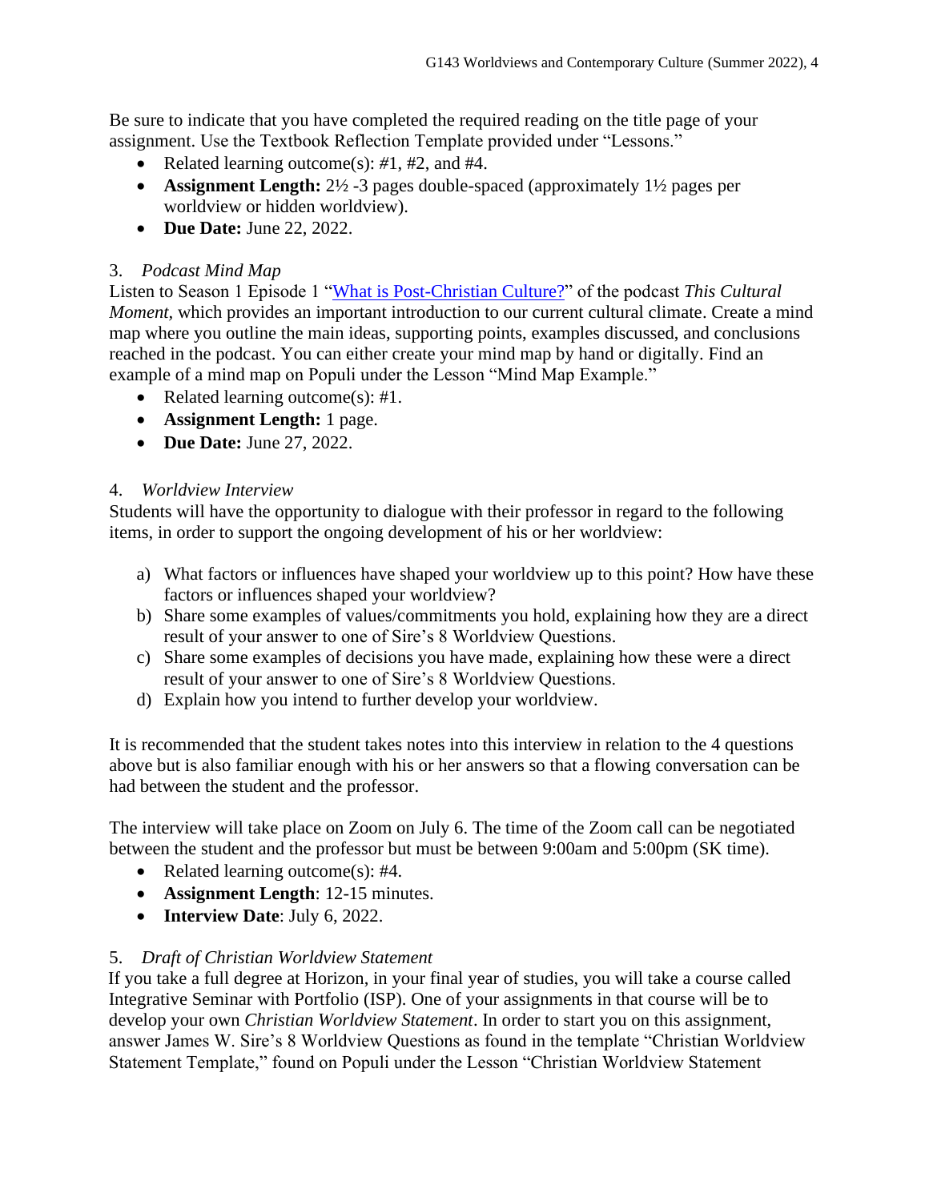Be sure to indicate that you have completed the required reading on the title page of your assignment. Use the Textbook Reflection Template provided under "Lessons."

- Related learning outcome(s): #1, #2, and #4.
- **Assignment Length:** 2½ -3 pages double-spaced (approximately 1½ pages per worldview or hidden worldview).
- **Due Date:** June 22, 2022.

3. *Podcast Mind Map*

Listen to Season 1 Episode 1 "What is Post-Christian Culture?" of the podcast *This Cultural Moment*, which provides an important introduction to our current cultural climate. Create a mind map where you outline the main ideas, supporting points, examples discussed, and conclusions reached in the podcast. You can either create your mind map by hand or digitally. Find an example of a mind map on Populi under the Lesson "Mind Map Example."

- Related learning outcome(s): #1.
- **Assignment Length:** 1 page.
- **Due Date:** June 27, 2022.

4. *Worldview Interview*

Students will have the opportunity to dialogue with their professor in regard to the following items, in order to support the ongoing development of his or her worldview:

a) What factors or influences have shaped your worldview up to this point? How have these factors or influences shaped your worldview?
b) Share some examples of values/commitments you hold, explaining how they are a direct result of your answer to one of Sire's 8 Worldview Questions.
c) Share some examples of decisions you have made, explaining how these were a direct result of your answer to one of Sire's 8 Worldview Questions.
d) Explain how you intend to further develop your worldview.

It is recommended that the student takes notes into this interview in relation to the 4 questions above but is also familiar enough with his or her answers so that a flowing conversation can be had between the student and the professor.

The interview will take place on Zoom on July 6. The time of the Zoom call can be negotiated between the student and the professor but must be between 9:00am and 5:00pm (SK time).

- Related learning outcome(s): #4.
- **Assignment Length**: 12-15 minutes.
- **Interview Date**: July 6, 2022.

5. *Draft of Christian Worldview Statement*

If you take a full degree at Horizon, in your final year of studies, you will take a course called Integrative Seminar with Portfolio (ISP). One of your assignments in that course will be to develop your own *Christian Worldview Statement*. In order to start you on this assignment, answer James W. Sire's 8 Worldview Questions as found in the template "Christian Worldview Statement Template," found on Populi under the Lesson "Christian Worldview Statement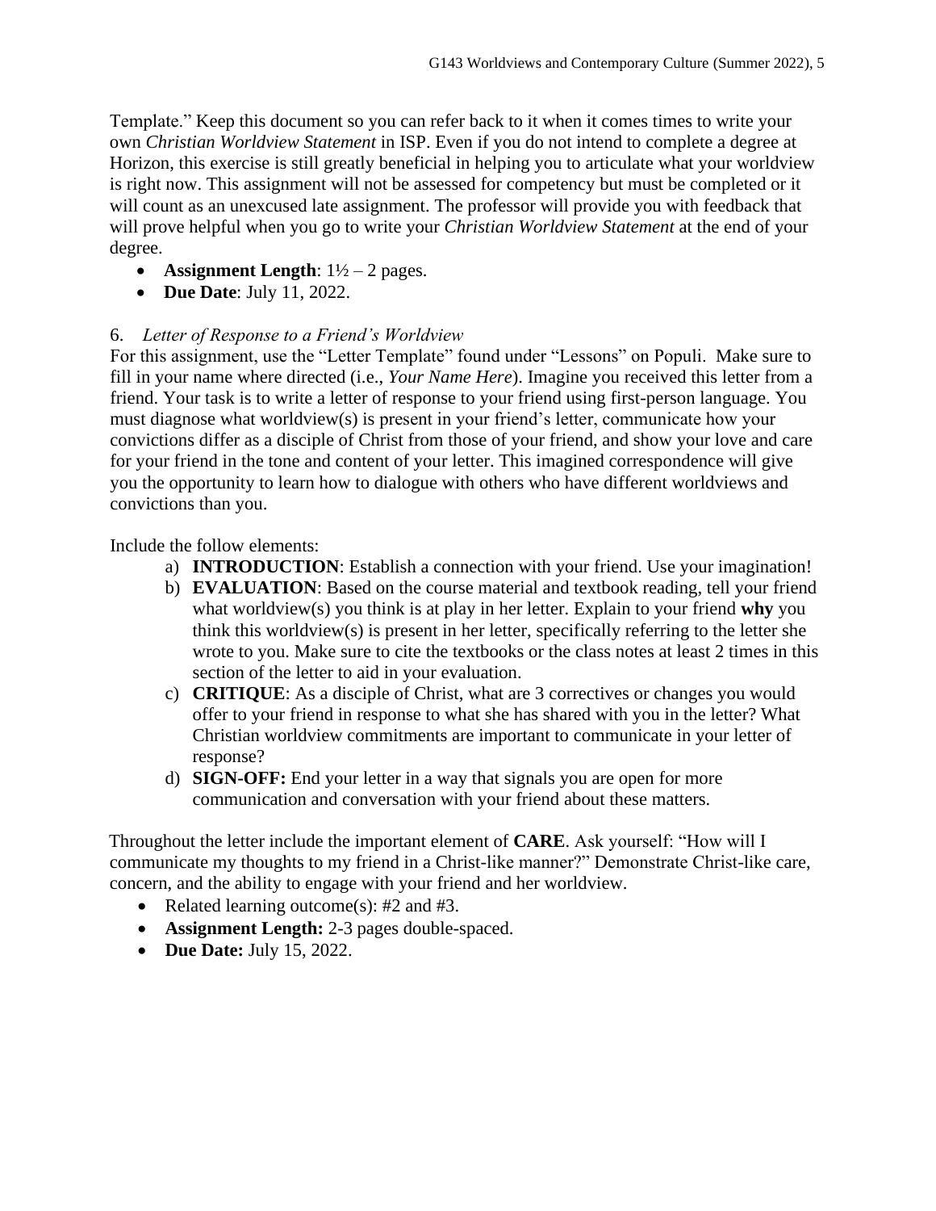Template." Keep this document so you can refer back to it when it comes times to write your own *Christian Worldview Statement* in ISP. Even if you do not intend to complete a degree at Horizon, this exercise is still greatly beneficial in helping you to articulate what your worldview is right now. This assignment will not be assessed for competency but must be completed or it will count as an unexcused late assignment. The professor will provide you with feedback that will prove helpful when you go to write your *Christian Worldview Statement* at the end of your degree.

- **Assignment Length**: 1½ – 2 pages.
- **Due Date**: July 11, 2022.

6. *Letter of Response to a Friend's Worldview*

For this assignment, use the "Letter Template" found under "Lessons" on Populi. Make sure to fill in your name where directed (i.e., *Your Name Here*). Imagine you received this letter from a friend. Your task is to write a letter of response to your friend using first-person language. You must diagnose what worldview(s) is present in your friend's letter, communicate how your convictions differ as a disciple of Christ from those of your friend, and show your love and care for your friend in the tone and content of your letter. This imagined correspondence will give you the opportunity to learn how to dialogue with others who have different worldviews and convictions than you.

Include the follow elements:

a) **INTRODUCTION**: Establish a connection with your friend. Use your imagination!
b) **EVALUATION**: Based on the course material and textbook reading, tell your friend what worldview(s) you think is at play in her letter. Explain to your friend **why** you think this worldview(s) is present in her letter, specifically referring to the letter she wrote to you. Make sure to cite the textbooks or the class notes at least 2 times in this section of the letter to aid in your evaluation.
c) **CRITIQUE**: As a disciple of Christ, what are 3 correctives or changes you would offer to your friend in response to what she has shared with you in the letter? What Christian worldview commitments are important to communicate in your letter of response?
d) **SIGN-OFF:** End your letter in a way that signals you are open for more communication and conversation with your friend about these matters.

Throughout the letter include the important element of **CARE**. Ask yourself: "How will I communicate my thoughts to my friend in a Christ-like manner?" Demonstrate Christ-like care, concern, and the ability to engage with your friend and her worldview.

- Related learning outcome(s): #2 and #3.
- **Assignment Length:** 2-3 pages double-spaced.
- **Due Date:** July 15, 2022.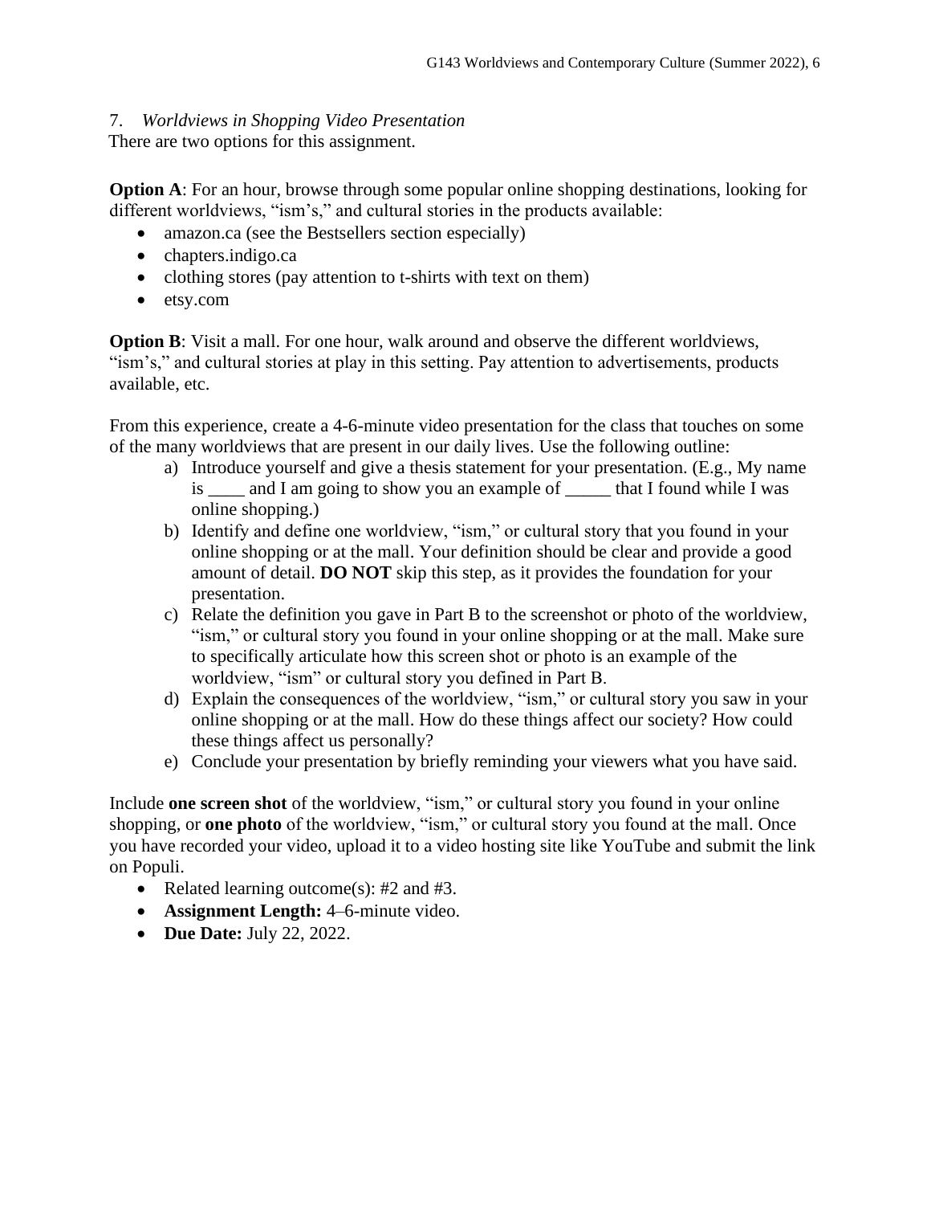7. *Worldviews in Shopping Video Presentation*

There are two options for this assignment.

**Option A**: For an hour, browse through some popular online shopping destinations, looking for different worldviews, "ism's," and cultural stories in the products available:

- amazon.ca (see the Bestsellers section especially)
- chapters.indigo.ca
- clothing stores (pay attention to t-shirts with text on them)
- etsy.com

**Option B**: Visit a mall. For one hour, walk around and observe the different worldviews, "ism's," and cultural stories at play in this setting. Pay attention to advertisements, products available, etc.

From this experience, create a 4-6-minute video presentation for the class that touches on some of the many worldviews that are present in our daily lives. Use the following outline:

a) Introduce yourself and give a thesis statement for your presentation. (E.g., My name is ____ and I am going to show you an example of _____ that I found while I was online shopping.)
b) Identify and define one worldview, "ism," or cultural story that you found in your online shopping or at the mall. Your definition should be clear and provide a good amount of detail. **DO NOT** skip this step, as it provides the foundation for your presentation.
c) Relate the definition you gave in Part B to the screenshot or photo of the worldview, "ism," or cultural story you found in your online shopping or at the mall. Make sure to specifically articulate how this screen shot or photo is an example of the worldview, "ism" or cultural story you defined in Part B.
d) Explain the consequences of the worldview, "ism," or cultural story you saw in your online shopping or at the mall. How do these things affect our society? How could these things affect us personally?
e) Conclude your presentation by briefly reminding your viewers what you have said.

Include **one screen shot** of the worldview, "ism," or cultural story you found in your online shopping, or **one photo** of the worldview, "ism," or cultural story you found at the mall. Once you have recorded your video, upload it to a video hosting site like YouTube and submit the link on Populi.

- Related learning outcome(s): #2 and #3.
- **Assignment Length:** 4–6-minute video.
- **Due Date:** July 22, 2022.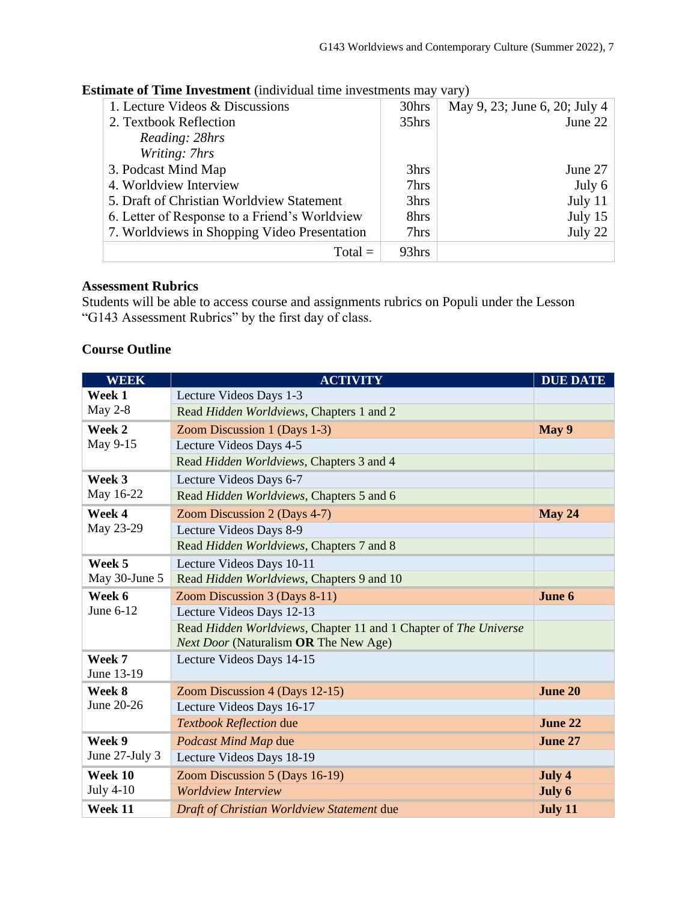**Estimate of Time Investment** (individual time investments may vary)

| | | |
|---|---|---|
| 1. Lecture Videos & Discussions | 30hrs | May 9, 23; June 6, 20; July 4 |
| 2. Textbook Reflection<br>*Reading: 28hrs*<br>*Writing: 7hrs* | 35hrs | June 22 |
| 3. Podcast Mind Map | 3hrs | June 27 |
| 4. Worldview Interview | 7hrs | July 6 |
| 5. Draft of Christian Worldview Statement | 3hrs | July 11 |
| 6. Letter of Response to a Friend's Worldview | 8hrs | July 15 |
| 7. Worldviews in Shopping Video Presentation | 7hrs | July 22 |
| Total = | 93hrs | |

**Assessment Rubrics**

Students will be able to access course and assignments rubrics on Populi under the Lesson "G143 Assessment Rubrics" by the first day of class.

**Course Outline**

| WEEK | ACTIVITY | DUE DATE |
|---|---|---|
| **Week 1** May 2-8 | Lecture Videos Days 1-3 | |
| | Read *Hidden Worldviews*, Chapters 1 and 2 | |
| **Week 2** May 9-15 | Zoom Discussion 1 (Days 1-3) | **May 9** |
| | Lecture Videos Days 4-5 | |
| | Read *Hidden Worldviews*, Chapters 3 and 4 | |
| **Week 3** May 16-22 | Lecture Videos Days 6-7 | |
| | Read *Hidden Worldviews*, Chapters 5 and 6 | |
| **Week 4** May 23-29 | Zoom Discussion 2 (Days 4-7) | **May 24** |
| | Lecture Videos Days 8-9 | |
| | Read *Hidden Worldviews*, Chapters 7 and 8 | |
| **Week 5** May 30-June 5 | Lecture Videos Days 10-11 | |
| | Read *Hidden Worldviews*, Chapters 9 and 10 | |
| **Week 6** June 6-12 | Zoom Discussion 3 (Days 8-11) | **June 6** |
| | Lecture Videos Days 12-13 | |
| | Read *Hidden Worldviews*, Chapter 11 and 1 Chapter of *The Universe Next Door* (Naturalism **OR** The New Age) | |
| **Week 7** June 13-19 | Lecture Videos Days 14-15 | |
| **Week 8** June 20-26 | Zoom Discussion 4 (Days 12-15) | **June 20** |
| | Lecture Videos Days 16-17 | |
| | *Textbook Reflection* due | **June 22** |
| **Week 9** June 27-July 3 | *Podcast Mind Map* due | **June 27** |
| | Lecture Videos Days 18-19 | |
| **Week 10** July 4-10 | Zoom Discussion 5 (Days 16-19) | **July 4** |
| | *Worldview Interview* | **July 6** |
| **Week 11** | *Draft of Christian Worldview Statement* due | **July 11** |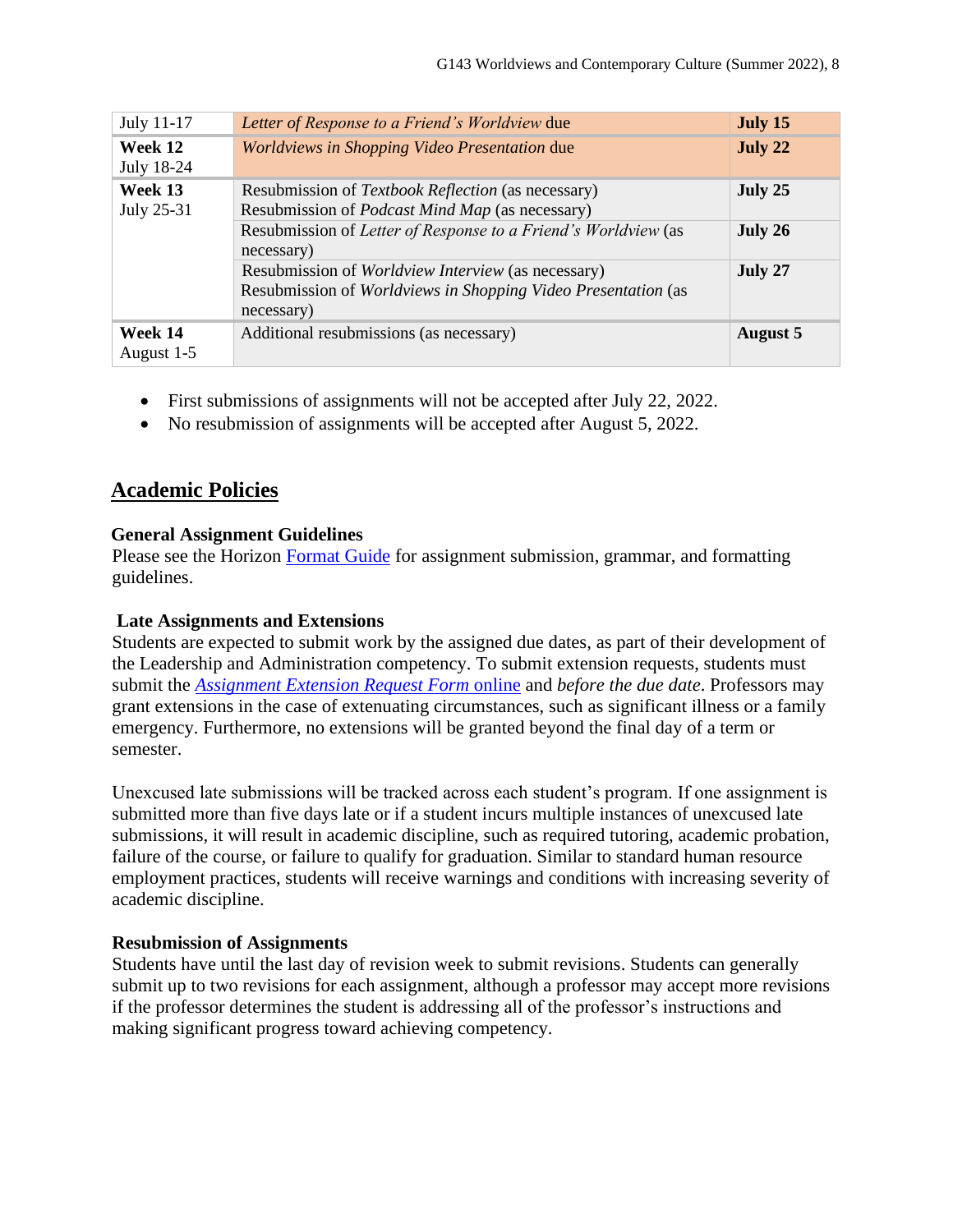| | | |
|---|---|---|
| July 11-17 | *Letter of Response to a Friend's Worldview* due | **July 15** |
| **Week 12** July 18-24 | *Worldviews in Shopping Video Presentation* due | **July 22** |
| **Week 13** July 25-31 | Resubmission of *Textbook Reflection* (as necessary) Resubmission of *Podcast Mind Map* (as necessary) | **July 25** |
| | Resubmission of *Letter of Response to a Friend's Worldview* (as necessary) | **July 26** |
| | Resubmission of *Worldview Interview* (as necessary) Resubmission of *Worldviews in Shopping Video Presentation* (as necessary) | **July 27** |
| **Week 14** August 1-5 | Additional resubmissions (as necessary) | **August 5** |

- First submissions of assignments will not be accepted after July 22, 2022.
- No resubmission of assignments will be accepted after August 5, 2022.

## Academic Policies

### General Assignment Guidelines

Please see the Horizon Format Guide for assignment submission, grammar, and formatting guidelines.

### Late Assignments and Extensions

Students are expected to submit work by the assigned due dates, as part of their development of the Leadership and Administration competency. To submit extension requests, students must submit the *Assignment Extension Request Form* online and *before the due date*. Professors may grant extensions in the case of extenuating circumstances, such as significant illness or a family emergency. Furthermore, no extensions will be granted beyond the final day of a term or semester.

Unexcused late submissions will be tracked across each student's program. If one assignment is submitted more than five days late or if a student incurs multiple instances of unexcused late submissions, it will result in academic discipline, such as required tutoring, academic probation, failure of the course, or failure to qualify for graduation. Similar to standard human resource employment practices, students will receive warnings and conditions with increasing severity of academic discipline.

### Resubmission of Assignments

Students have until the last day of revision week to submit revisions. Students can generally submit up to two revisions for each assignment, although a professor may accept more revisions if the professor determines the student is addressing all of the professor's instructions and making significant progress toward achieving competency.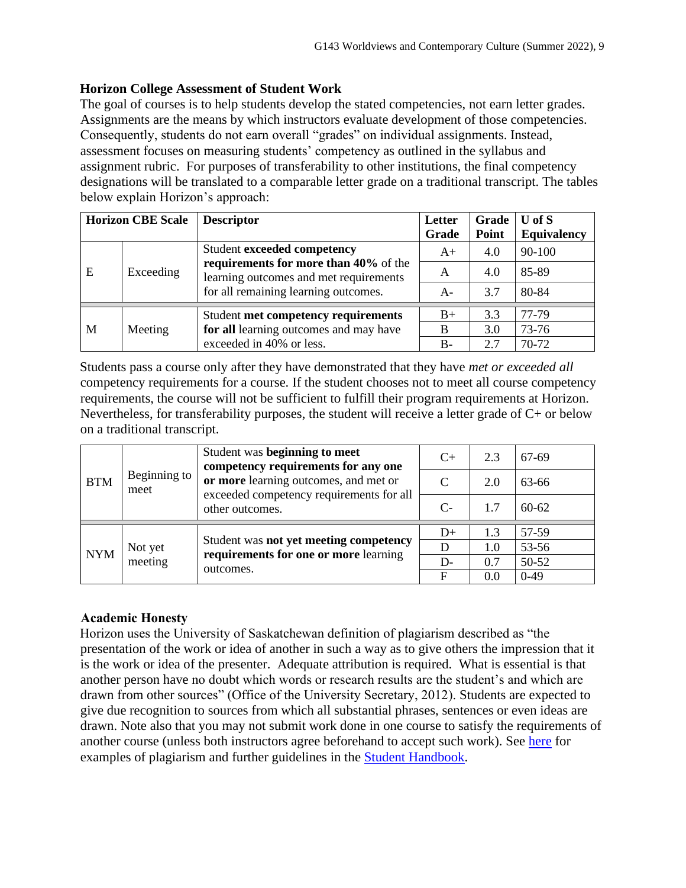## Horizon College Assessment of Student Work

The goal of courses is to help students develop the stated competencies, not earn letter grades. Assignments are the means by which instructors evaluate development of those competencies. Consequently, students do not earn overall "grades" on individual assignments. Instead, assessment focuses on measuring students' competency as outlined in the syllabus and assignment rubric. For purposes of transferability to other institutions, the final competency designations will be translated to a comparable letter grade on a traditional transcript. The tables below explain Horizon's approach:

| Horizon CBE Scale | | Descriptor | Letter Grade | Grade Point | U of S Equivalency |
|---|---|---|---|---|---|
| E | Exceeding | Student **exceeded competency requirements for more than 40%** of the learning outcomes and met requirements for all remaining learning outcomes. | A+ | 4.0 | 90-100 |
| | | | A | 4.0 | 85-89 |
| | | | A- | 3.7 | 80-84 |
| M | Meeting | Student **met competency requirements for all** learning outcomes and may have exceeded in 40% or less. | B+ | 3.3 | 77-79 |
| | | | B | 3.0 | 73-76 |
| | | | B- | 2.7 | 70-72 |

Students pass a course only after they have demonstrated that they have *met or exceeded all* competency requirements for a course. If the student chooses not to meet all course competency requirements, the course will not be sufficient to fulfill their program requirements at Horizon. Nevertheless, for transferability purposes, the student will receive a letter grade of C+ or below on a traditional transcript.

| | | | | | |
|---|---|---|---|---|---|
| BTM | Beginning to meet | Student was **beginning to meet competency requirements for any one or more** learning outcomes, and met or exceeded competency requirements for all other outcomes. | C+ | 2.3 | 67-69 |
| | | | C | 2.0 | 63-66 |
| | | | C- | 1.7 | 60-62 |
| NYM | Not yet meeting | Student was **not yet meeting competency requirements for one or more** learning outcomes. | D+ | 1.3 | 57-59 |
| | | | D | 1.0 | 53-56 |
| | | | D- | 0.7 | 50-52 |
| | | | F | 0.0 | 0-49 |

## Academic Honesty

Horizon uses the University of Saskatchewan definition of plagiarism described as "the presentation of the work or idea of another in such a way as to give others the impression that it is the work or idea of the presenter. Adequate attribution is required. What is essential is that another person have no doubt which words or research results are the student's and which are drawn from other sources" (Office of the University Secretary, 2012). Students are expected to give due recognition to sources from which all substantial phrases, sentences or even ideas are drawn. Note also that you may not submit work done in one course to satisfy the requirements of another course (unless both instructors agree beforehand to accept such work). See here for examples of plagiarism and further guidelines in the Student Handbook.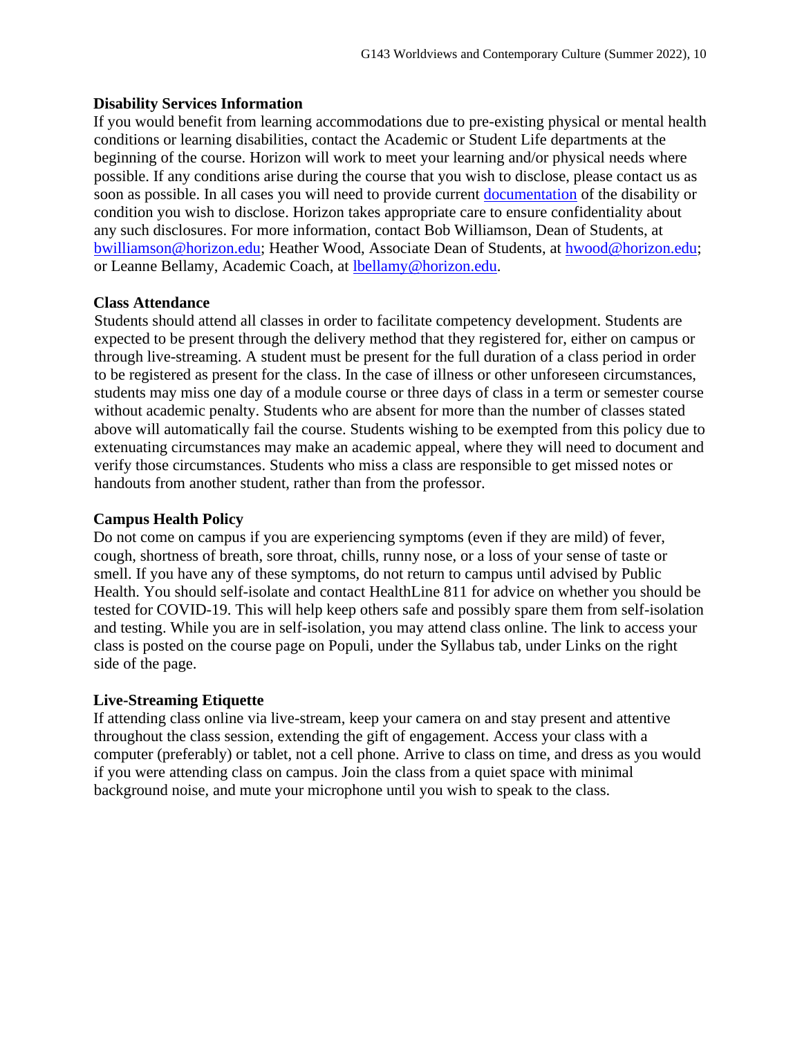**Disability Services Information**

If you would benefit from learning accommodations due to pre-existing physical or mental health conditions or learning disabilities, contact the Academic or Student Life departments at the beginning of the course. Horizon will work to meet your learning and/or physical needs where possible. If any conditions arise during the course that you wish to disclose, please contact us as soon as possible. In all cases you will need to provide current documentation of the disability or condition you wish to disclose. Horizon takes appropriate care to ensure confidentiality about any such disclosures. For more information, contact Bob Williamson, Dean of Students, at bwilliamson@horizon.edu; Heather Wood, Associate Dean of Students, at hwood@horizon.edu; or Leanne Bellamy, Academic Coach, at lbellamy@horizon.edu.

**Class Attendance**

Students should attend all classes in order to facilitate competency development. Students are expected to be present through the delivery method that they registered for, either on campus or through live-streaming. A student must be present for the full duration of a class period in order to be registered as present for the class. In the case of illness or other unforeseen circumstances, students may miss one day of a module course or three days of class in a term or semester course without academic penalty. Students who are absent for more than the number of classes stated above will automatically fail the course. Students wishing to be exempted from this policy due to extenuating circumstances may make an academic appeal, where they will need to document and verify those circumstances. Students who miss a class are responsible to get missed notes or handouts from another student, rather than from the professor.

**Campus Health Policy**

Do not come on campus if you are experiencing symptoms (even if they are mild) of fever, cough, shortness of breath, sore throat, chills, runny nose, or a loss of your sense of taste or smell. If you have any of these symptoms, do not return to campus until advised by Public Health. You should self-isolate and contact HealthLine 811 for advice on whether you should be tested for COVID-19. This will help keep others safe and possibly spare them from self-isolation and testing. While you are in self-isolation, you may attend class online. The link to access your class is posted on the course page on Populi, under the Syllabus tab, under Links on the right side of the page.

**Live-Streaming Etiquette**

If attending class online via live-stream, keep your camera on and stay present and attentive throughout the class session, extending the gift of engagement. Access your class with a computer (preferably) or tablet, not a cell phone. Arrive to class on time, and dress as you would if you were attending class on campus. Join the class from a quiet space with minimal background noise, and mute your microphone until you wish to speak to the class.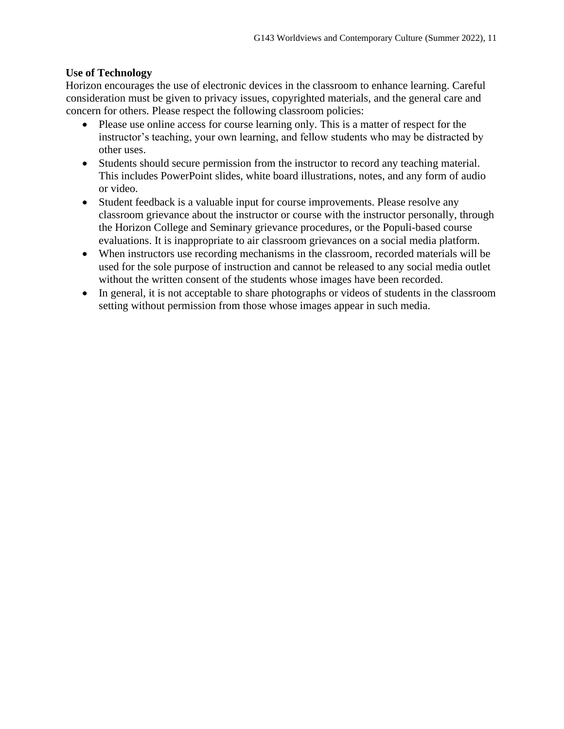**Use of Technology**

Horizon encourages the use of electronic devices in the classroom to enhance learning. Careful consideration must be given to privacy issues, copyrighted materials, and the general care and concern for others. Please respect the following classroom policies:

- Please use online access for course learning only. This is a matter of respect for the instructor's teaching, your own learning, and fellow students who may be distracted by other uses.
- Students should secure permission from the instructor to record any teaching material. This includes PowerPoint slides, white board illustrations, notes, and any form of audio or video.
- Student feedback is a valuable input for course improvements. Please resolve any classroom grievance about the instructor or course with the instructor personally, through the Horizon College and Seminary grievance procedures, or the Populi-based course evaluations. It is inappropriate to air classroom grievances on a social media platform.
- When instructors use recording mechanisms in the classroom, recorded materials will be used for the sole purpose of instruction and cannot be released to any social media outlet without the written consent of the students whose images have been recorded.
- In general, it is not acceptable to share photographs or videos of students in the classroom setting without permission from those whose images appear in such media.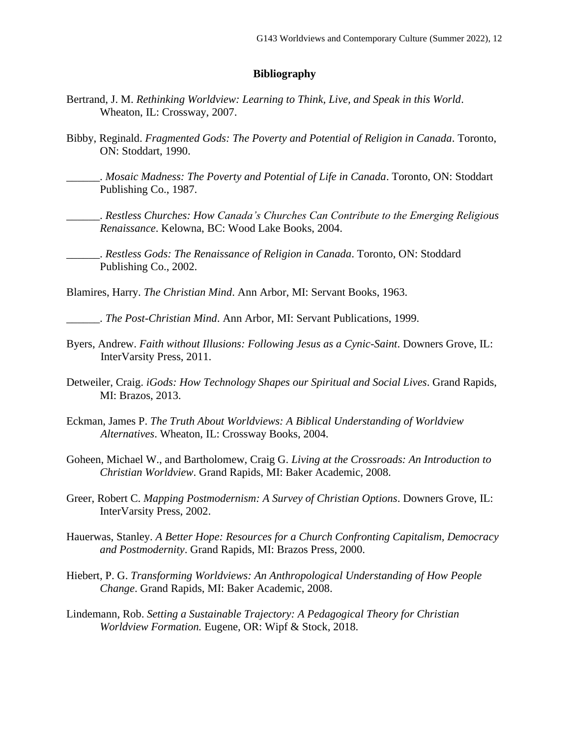## Bibliography

Bertrand, J. M. *Rethinking Worldview: Learning to Think, Live, and Speak in this World*. Wheaton, IL: Crossway, 2007.

Bibby, Reginald. *Fragmented Gods: The Poverty and Potential of Religion in Canada*. Toronto, ON: Stoddart, 1990.

______. *Mosaic Madness: The Poverty and Potential of Life in Canada*. Toronto, ON: Stoddart Publishing Co., 1987.

______. *Restless Churches: How Canada's Churches Can Contribute to the Emerging Religious Renaissance*. Kelowna, BC: Wood Lake Books, 2004.

______. *Restless Gods: The Renaissance of Religion in Canada*. Toronto, ON: Stoddard Publishing Co., 2002.

Blamires, Harry. *The Christian Mind*. Ann Arbor, MI: Servant Books, 1963.

______. *The Post-Christian Mind*. Ann Arbor, MI: Servant Publications, 1999.

Byers, Andrew. *Faith without Illusions: Following Jesus as a Cynic-Saint*. Downers Grove, IL: InterVarsity Press, 2011.

Detweiler, Craig. *iGods: How Technology Shapes our Spiritual and Social Lives*. Grand Rapids, MI: Brazos, 2013.

Eckman, James P. *The Truth About Worldviews: A Biblical Understanding of Worldview Alternatives*. Wheaton, IL: Crossway Books, 2004.

Goheen, Michael W., and Bartholomew, Craig G. *Living at the Crossroads: An Introduction to Christian Worldview*. Grand Rapids, MI: Baker Academic, 2008.

Greer, Robert C. *Mapping Postmodernism: A Survey of Christian Options*. Downers Grove, IL: InterVarsity Press, 2002.

Hauerwas, Stanley. *A Better Hope: Resources for a Church Confronting Capitalism, Democracy and Postmodernity*. Grand Rapids, MI: Brazos Press, 2000.

Hiebert, P. G. *Transforming Worldviews: An Anthropological Understanding of How People Change*. Grand Rapids, MI: Baker Academic, 2008.

Lindemann, Rob. *Setting a Sustainable Trajectory: A Pedagogical Theory for Christian Worldview Formation.* Eugene, OR: Wipf & Stock, 2018.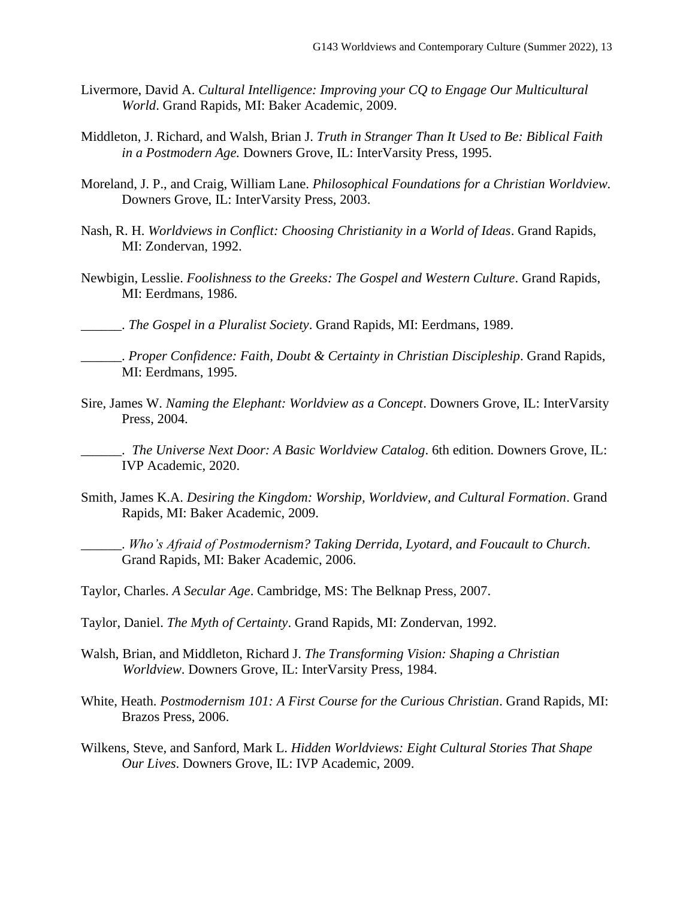Livermore, David A. *Cultural Intelligence: Improving your CQ to Engage Our Multicultural World*. Grand Rapids, MI: Baker Academic, 2009.

Middleton, J. Richard, and Walsh, Brian J. *Truth in Stranger Than It Used to Be: Biblical Faith in a Postmodern Age.* Downers Grove, IL: InterVarsity Press, 1995.

Moreland, J. P., and Craig, William Lane. *Philosophical Foundations for a Christian Worldview.* Downers Grove, IL: InterVarsity Press, 2003.

Nash, R. H. *Worldviews in Conflict: Choosing Christianity in a World of Ideas*. Grand Rapids, MI: Zondervan, 1992.

Newbigin, Lesslie. *Foolishness to the Greeks: The Gospel and Western Culture*. Grand Rapids, MI: Eerdmans, 1986.

______. *The Gospel in a Pluralist Society*. Grand Rapids, MI: Eerdmans, 1989.

______. *Proper Confidence: Faith, Doubt & Certainty in Christian Discipleship*. Grand Rapids, MI: Eerdmans, 1995.

Sire, James W. *Naming the Elephant: Worldview as a Concept*. Downers Grove, IL: InterVarsity Press, 2004.

______. *The Universe Next Door: A Basic Worldview Catalog*. 6th edition. Downers Grove, IL: IVP Academic, 2020.

Smith, James K.A. *Desiring the Kingdom: Worship, Worldview, and Cultural Formation*. Grand Rapids, MI: Baker Academic, 2009.

______. *Who's Afraid of Postmodernism? Taking Derrida, Lyotard, and Foucault to Church*. Grand Rapids, MI: Baker Academic, 2006.

Taylor, Charles. *A Secular Age*. Cambridge, MS: The Belknap Press, 2007.

Taylor, Daniel. *The Myth of Certainty*. Grand Rapids, MI: Zondervan, 1992.

Walsh, Brian, and Middleton, Richard J. *The Transforming Vision: Shaping a Christian Worldview*. Downers Grove, IL: InterVarsity Press, 1984.

White, Heath. *Postmodernism 101: A First Course for the Curious Christian*. Grand Rapids, MI: Brazos Press, 2006.

Wilkens, Steve, and Sanford, Mark L. *Hidden Worldviews: Eight Cultural Stories That Shape Our Lives*. Downers Grove, IL: IVP Academic, 2009.